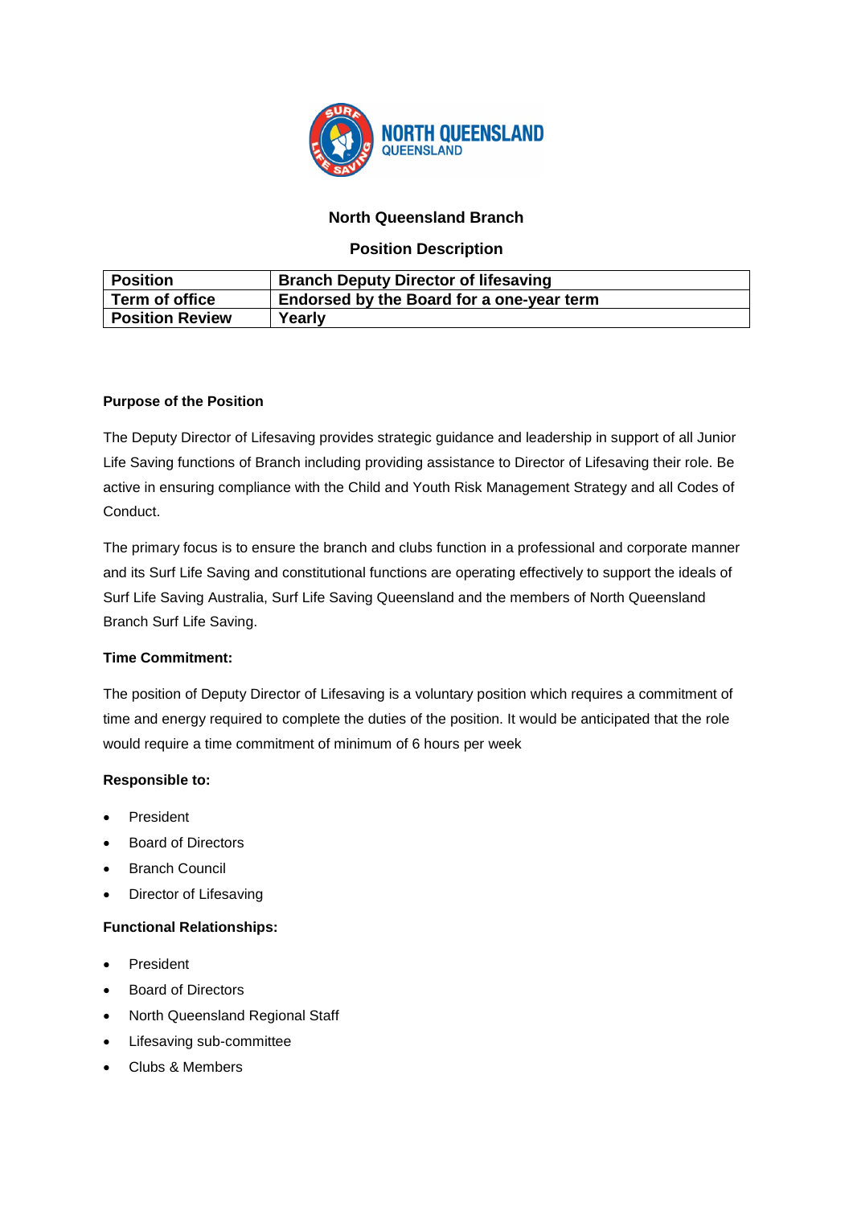## North Queensland Branch

## Position Description

| Position | Branch Deputy Director of lifesaving |
|---|---|
| Term of office | Endorsed by the Board for a one-year term |
| Position Review | Yearly |

**Purpose of the Position**

The Deputy Director of Lifesaving provides strategic guidance and leadership in support of all Junior Life Saving functions of Branch including providing assistance to Director of Lifesaving their role. Be active in ensuring compliance with the Child and Youth Risk Management Strategy and all Codes of Conduct.

The primary focus is to ensure the branch and clubs function in a professional and corporate manner and its Surf Life Saving and constitutional functions are operating effectively to support the ideals of Surf Life Saving Australia, Surf Life Saving Queensland and the members of North Queensland Branch Surf Life Saving.

**Time Commitment:**

The position of Deputy Director of Lifesaving is a voluntary position which requires a commitment of time and energy required to complete the duties of the position. It would be anticipated that the role would require a time commitment of minimum of 6 hours per week

**Responsible to:**

- President
- Board of Directors
- Branch Council
- Director of Lifesaving

**Functional Relationships:**

- President
- Board of Directors
- North Queensland Regional Staff
- Lifesaving sub-committee
- Clubs & Members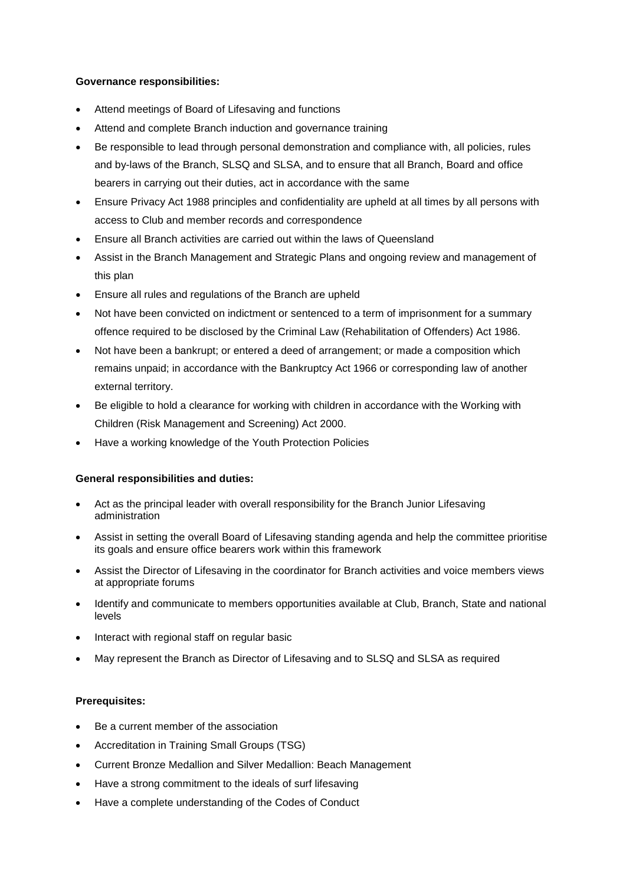**Governance responsibilities:**

- Attend meetings of Board of Lifesaving and functions
- Attend and complete Branch induction and governance training
- Be responsible to lead through personal demonstration and compliance with, all policies, rules and by-laws of the Branch, SLSQ and SLSA, and to ensure that all Branch, Board and office bearers in carrying out their duties, act in accordance with the same
- Ensure Privacy Act 1988 principles and confidentiality are upheld at all times by all persons with access to Club and member records and correspondence
- Ensure all Branch activities are carried out within the laws of Queensland
- Assist in the Branch Management and Strategic Plans and ongoing review and management of this plan
- Ensure all rules and regulations of the Branch are upheld
- Not have been convicted on indictment or sentenced to a term of imprisonment for a summary offence required to be disclosed by the Criminal Law (Rehabilitation of Offenders) Act 1986.
- Not have been a bankrupt; or entered a deed of arrangement; or made a composition which remains unpaid; in accordance with the Bankruptcy Act 1966 or corresponding law of another external territory.
- Be eligible to hold a clearance for working with children in accordance with the Working with Children (Risk Management and Screening) Act 2000.
- Have a working knowledge of the Youth Protection Policies

**General responsibilities and duties:**

- Act as the principal leader with overall responsibility for the Branch Junior Lifesaving administration
- Assist in setting the overall Board of Lifesaving standing agenda and help the committee prioritise its goals and ensure office bearers work within this framework
- Assist the Director of Lifesaving in the coordinator for Branch activities and voice members views at appropriate forums
- Identify and communicate to members opportunities available at Club, Branch, State and national levels
- Interact with regional staff on regular basic
- May represent the Branch as Director of Lifesaving and to SLSQ and SLSA as required

**Prerequisites:**

- Be a current member of the association
- Accreditation in Training Small Groups (TSG)
- Current Bronze Medallion and Silver Medallion: Beach Management
- Have a strong commitment to the ideals of surf lifesaving
- Have a complete understanding of the Codes of Conduct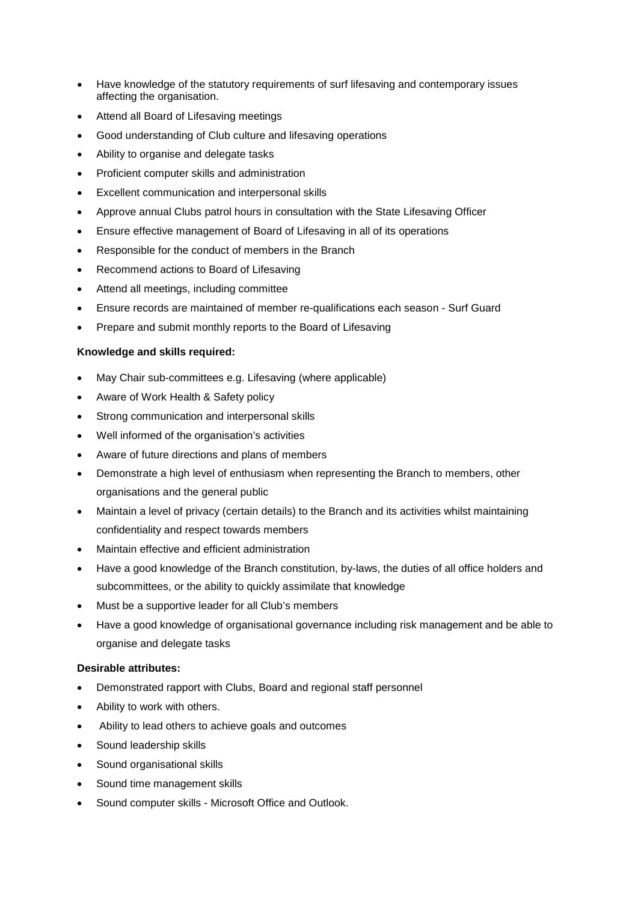- Have knowledge of the statutory requirements of surf lifesaving and contemporary issues affecting the organisation.
- Attend all Board of Lifesaving meetings
- Good understanding of Club culture and lifesaving operations
- Ability to organise and delegate tasks
- Proficient computer skills and administration
- Excellent communication and interpersonal skills
- Approve annual Clubs patrol hours in consultation with the State Lifesaving Officer
- Ensure effective management of Board of Lifesaving in all of its operations
- Responsible for the conduct of members in the Branch
- Recommend actions to Board of Lifesaving
- Attend all meetings, including committee
- Ensure records are maintained of member re-qualifications each season - Surf Guard
- Prepare and submit monthly reports to the Board of Lifesaving

**Knowledge and skills required:**

- May Chair sub-committees e.g. Lifesaving (where applicable)
- Aware of Work Health & Safety policy
- Strong communication and interpersonal skills
- Well informed of the organisation's activities
- Aware of future directions and plans of members
- Demonstrate a high level of enthusiasm when representing the Branch to members, other organisations and the general public
- Maintain a level of privacy (certain details) to the Branch and its activities whilst maintaining confidentiality and respect towards members
- Maintain effective and efficient administration
- Have a good knowledge of the Branch constitution, by-laws, the duties of all office holders and subcommittees, or the ability to quickly assimilate that knowledge
- Must be a supportive leader for all Club's members
- Have a good knowledge of organisational governance including risk management and be able to organise and delegate tasks

**Desirable attributes:**

- Demonstrated rapport with Clubs, Board and regional staff personnel
- Ability to work with others.
- Ability to lead others to achieve goals and outcomes
- Sound leadership skills
- Sound organisational skills
- Sound time management skills
- Sound computer skills - Microsoft Office and Outlook.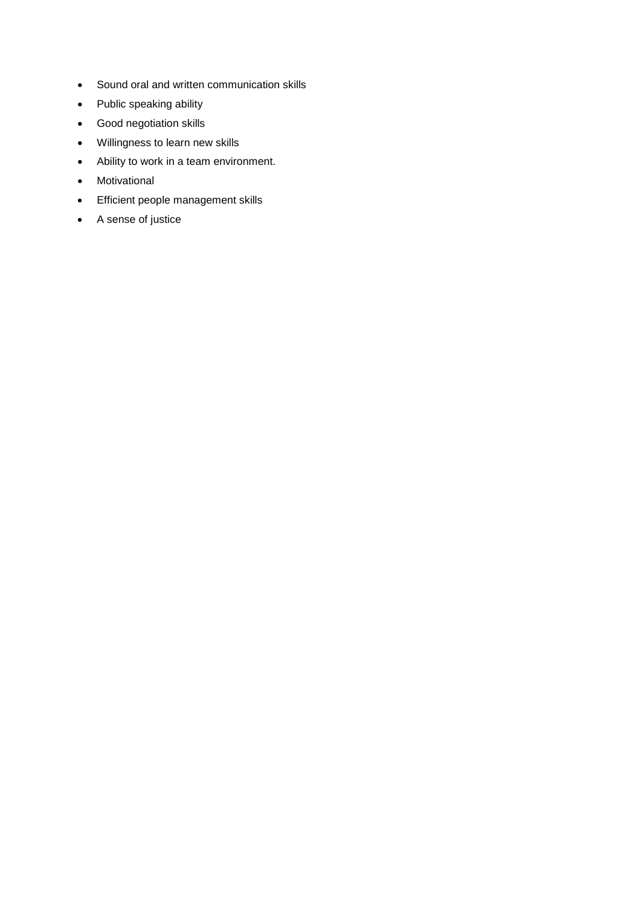- Sound oral and written communication skills
- Public speaking ability
- Good negotiation skills
- Willingness to learn new skills
- Ability to work in a team environment.
- Motivational
- Efficient people management skills
- A sense of justice